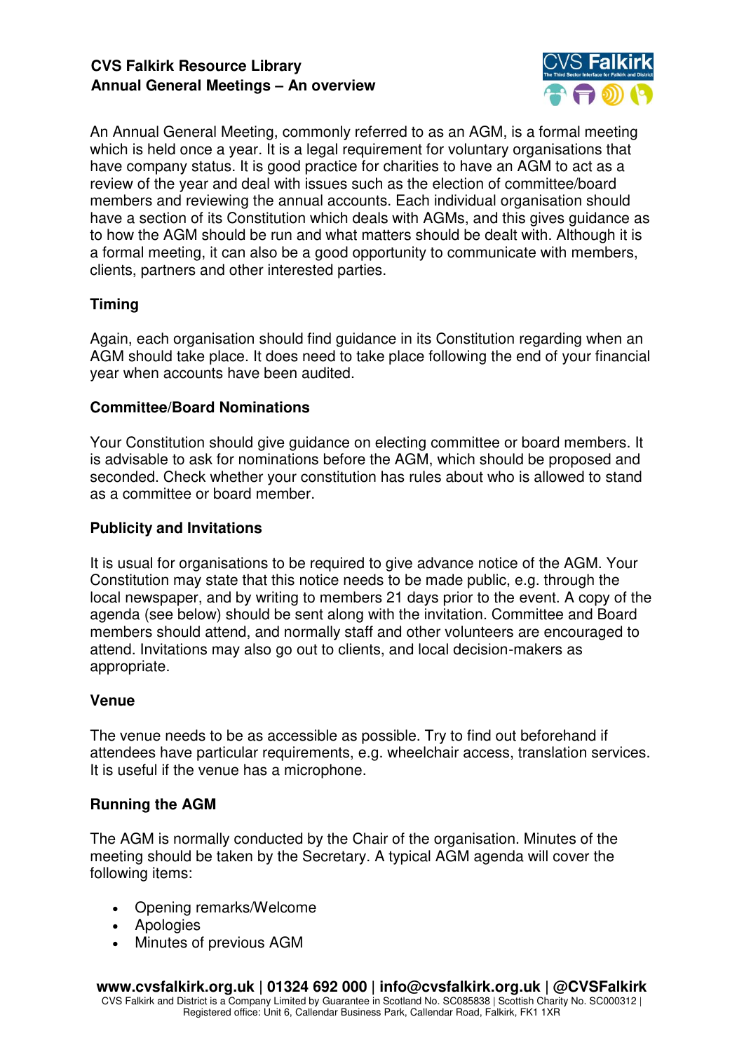**CVS Falkirk Resource Library**
**Annual General Meetings – An overview**

An Annual General Meeting, commonly referred to as an AGM, is a formal meeting which is held once a year. It is a legal requirement for voluntary organisations that have company status. It is good practice for charities to have an AGM to act as a review of the year and deal with issues such as the election of committee/board members and reviewing the annual accounts. Each individual organisation should have a section of its Constitution which deals with AGMs, and this gives guidance as to how the AGM should be run and what matters should be dealt with. Although it is a formal meeting, it can also be a good opportunity to communicate with members, clients, partners and other interested parties.

### Timing

Again, each organisation should find guidance in its Constitution regarding when an AGM should take place. It does need to take place following the end of your financial year when accounts have been audited.

### Committee/Board Nominations

Your Constitution should give guidance on electing committee or board members. It is advisable to ask for nominations before the AGM, which should be proposed and seconded. Check whether your constitution has rules about who is allowed to stand as a committee or board member.

### Publicity and Invitations

It is usual for organisations to be required to give advance notice of the AGM. Your Constitution may state that this notice needs to be made public, e.g. through the local newspaper, and by writing to members 21 days prior to the event. A copy of the agenda (see below) should be sent along with the invitation. Committee and Board members should attend, and normally staff and other volunteers are encouraged to attend. Invitations may also go out to clients, and local decision-makers as appropriate.

### Venue

The venue needs to be as accessible as possible. Try to find out beforehand if attendees have particular requirements, e.g. wheelchair access, translation services. It is useful if the venue has a microphone.

### Running the AGM

The AGM is normally conducted by the Chair of the organisation. Minutes of the meeting should be taken by the Secretary. A typical AGM agenda will cover the following items:

- Opening remarks/Welcome
- Apologies
- Minutes of previous AGM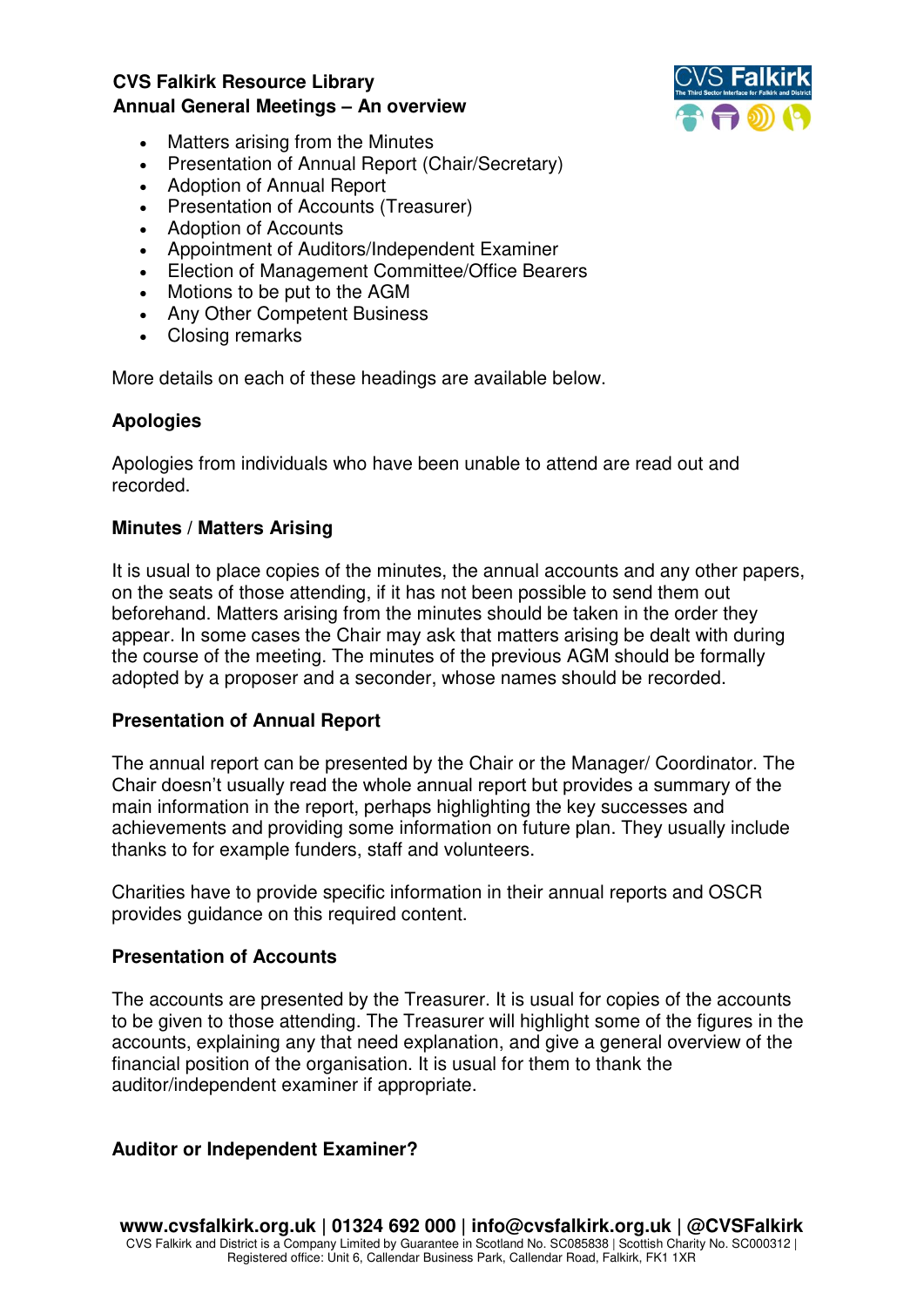**CVS Falkirk Resource Library**
**Annual General Meetings – An overview**

- Matters arising from the Minutes
- Presentation of Annual Report (Chair/Secretary)
- Adoption of Annual Report
- Presentation of Accounts (Treasurer)
- Adoption of Accounts
- Appointment of Auditors/Independent Examiner
- Election of Management Committee/Office Bearers
- Motions to be put to the AGM
- Any Other Competent Business
- Closing remarks

More details on each of these headings are available below.

### Apologies

Apologies from individuals who have been unable to attend are read out and recorded.

### Minutes / Matters Arising

It is usual to place copies of the minutes, the annual accounts and any other papers, on the seats of those attending, if it has not been possible to send them out beforehand. Matters arising from the minutes should be taken in the order they appear. In some cases the Chair may ask that matters arising be dealt with during the course of the meeting. The minutes of the previous AGM should be formally adopted by a proposer and a seconder, whose names should be recorded.

### Presentation of Annual Report

The annual report can be presented by the Chair or the Manager/ Coordinator. The Chair doesn't usually read the whole annual report but provides a summary of the main information in the report, perhaps highlighting the key successes and achievements and providing some information on future plan. They usually include thanks to for example funders, staff and volunteers.

Charities have to provide specific information in their annual reports and OSCR provides guidance on this required content.

### Presentation of Accounts

The accounts are presented by the Treasurer. It is usual for copies of the accounts to be given to those attending. The Treasurer will highlight some of the figures in the accounts, explaining any that need explanation, and give a general overview of the financial position of the organisation. It is usual for them to thank the auditor/independent examiner if appropriate.

### Auditor or Independent Examiner?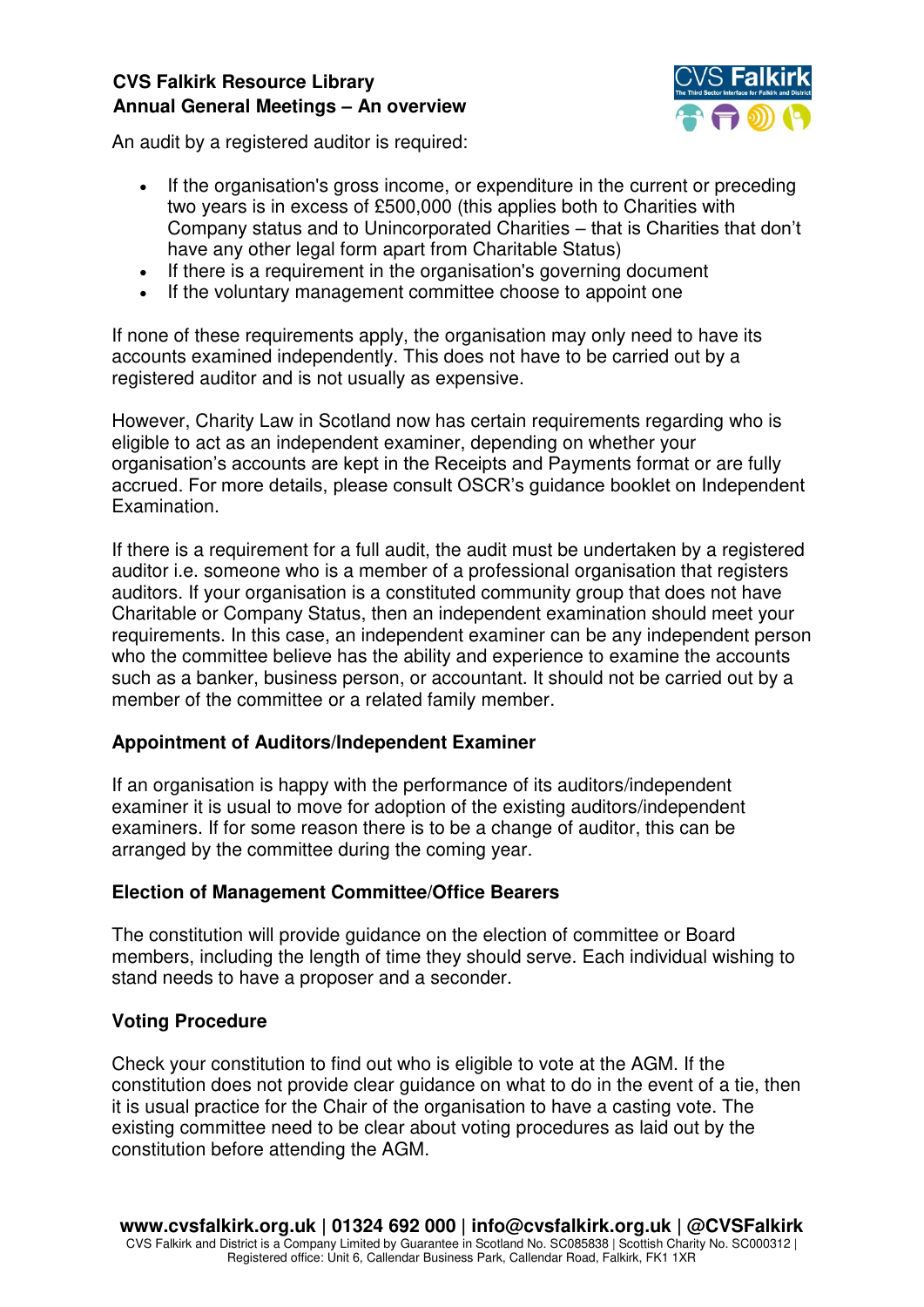An audit by a registered auditor is required:

- If the organisation's gross income, or expenditure in the current or preceding two years is in excess of £500,000 (this applies both to Charities with Company status and to Unincorporated Charities – that is Charities that don't have any other legal form apart from Charitable Status)
- If there is a requirement in the organisation's governing document
- If the voluntary management committee choose to appoint one

If none of these requirements apply, the organisation may only need to have its accounts examined independently. This does not have to be carried out by a registered auditor and is not usually as expensive.

However, Charity Law in Scotland now has certain requirements regarding who is eligible to act as an independent examiner, depending on whether your organisation's accounts are kept in the Receipts and Payments format or are fully accrued. For more details, please consult OSCR's guidance booklet on Independent Examination.

If there is a requirement for a full audit, the audit must be undertaken by a registered auditor i.e. someone who is a member of a professional organisation that registers auditors. If your organisation is a constituted community group that does not have Charitable or Company Status, then an independent examination should meet your requirements. In this case, an independent examiner can be any independent person who the committee believe has the ability and experience to examine the accounts such as a banker, business person, or accountant. It should not be carried out by a member of the committee or a related family member.

## Appointment of Auditors/Independent Examiner

If an organisation is happy with the performance of its auditors/independent examiner it is usual to move for adoption of the existing auditors/independent examiners. If for some reason there is to be a change of auditor, this can be arranged by the committee during the coming year.

## Election of Management Committee/Office Bearers

The constitution will provide guidance on the election of committee or Board members, including the length of time they should serve. Each individual wishing to stand needs to have a proposer and a seconder.

## Voting Procedure

Check your constitution to find out who is eligible to vote at the AGM. If the constitution does not provide clear guidance on what to do in the event of a tie, then it is usual practice for the Chair of the organisation to have a casting vote. The existing committee need to be clear about voting procedures as laid out by the constitution before attending the AGM.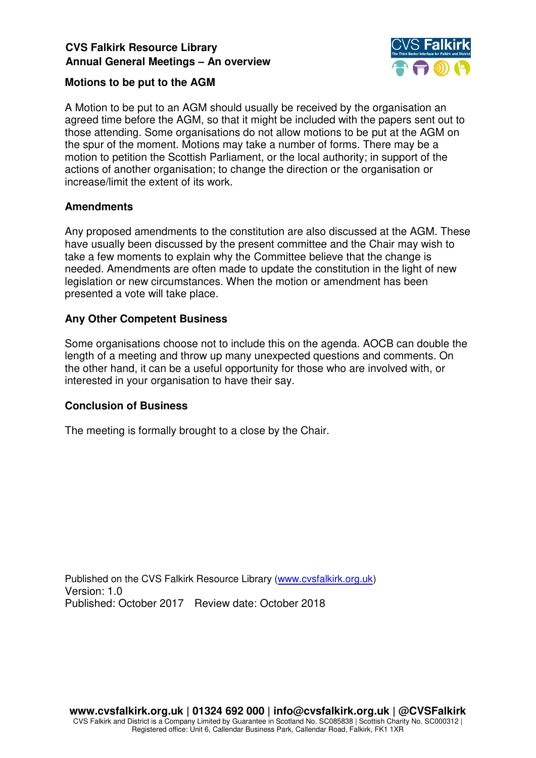## Motions to be put to the AGM

A Motion to be put to an AGM should usually be received by the organisation an agreed time before the AGM, so that it might be included with the papers sent out to those attending. Some organisations do not allow motions to be put at the AGM on the spur of the moment. Motions may take a number of forms. There may be a motion to petition the Scottish Parliament, or the local authority; in support of the actions of another organisation; to change the direction or the organisation or increase/limit the extent of its work.

## Amendments

Any proposed amendments to the constitution are also discussed at the AGM. These have usually been discussed by the present committee and the Chair may wish to take a few moments to explain why the Committee believe that the change is needed. Amendments are often made to update the constitution in the light of new legislation or new circumstances. When the motion or amendment has been presented a vote will take place.

## Any Other Competent Business

Some organisations choose not to include this on the agenda. AOCB can double the length of a meeting and throw up many unexpected questions and comments. On the other hand, it can be a useful opportunity for those who are involved with, or interested in your organisation to have their say.

## Conclusion of Business

The meeting is formally brought to a close by the Chair.

Published on the CVS Falkirk Resource Library (www.cvsfalkirk.org.uk)
Version: 1.0
Published: October 2017 Review date: October 2018